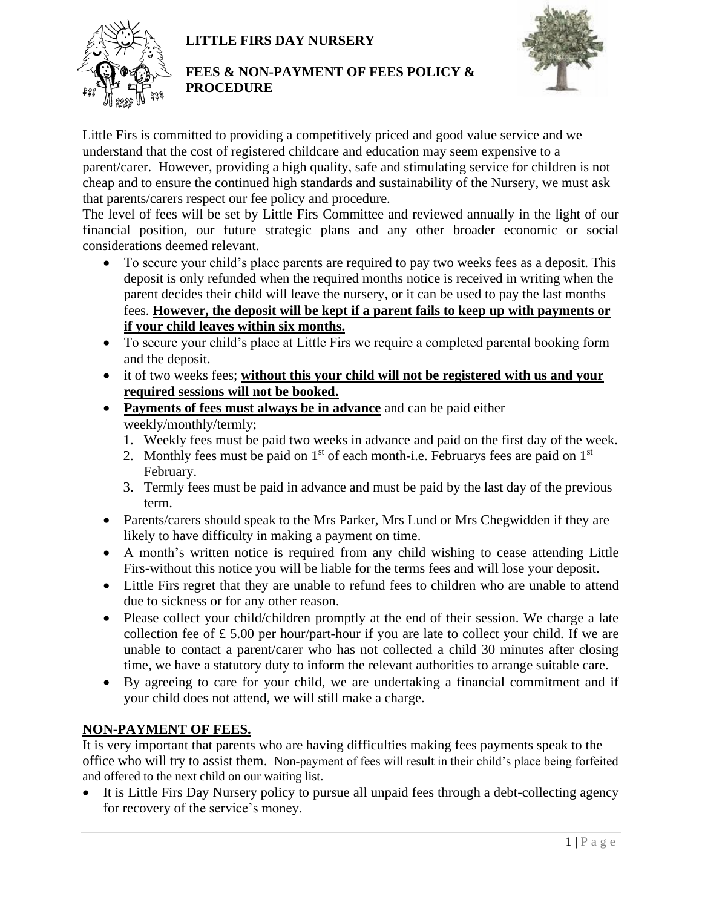# LITTLE FIRS DAY NURSERY

## FEES & NON-PAYMENT OF FEES POLICY & PROCEDURE

Little Firs is committed to providing a competitively priced and good value service and we understand that the cost of registered childcare and education may seem expensive to a parent/carer. However, providing a high quality, safe and stimulating service for children is not cheap and to ensure the continued high standards and sustainability of the Nursery, we must ask that parents/carers respect our fee policy and procedure.

The level of fees will be set by Little Firs Committee and reviewed annually in the light of our financial position, our future strategic plans and any other broader economic or social considerations deemed relevant.

- To secure your child's place parents are required to pay two weeks fees as a deposit. This deposit is only refunded when the required months notice is received in writing when the parent decides their child will leave the nursery, or it can be used to pay the last months fees. **However, the deposit will be kept if a parent fails to keep up with payments or if your child leaves within six months.**
- To secure your child's place at Little Firs we require a completed parental booking form and the deposit.
- it of two weeks fees; **without this your child will not be registered with us and your required sessions will not be booked.**
- **Payments of fees must always be in advance** and can be paid either weekly/monthly/termly;
  1. Weekly fees must be paid two weeks in advance and paid on the first day of the week.
  2. Monthly fees must be paid on 1st of each month-i.e. Februarys fees are paid on 1st February.
  3. Termly fees must be paid in advance and must be paid by the last day of the previous term.
- Parents/carers should speak to the Mrs Parker, Mrs Lund or Mrs Chegwidden if they are likely to have difficulty in making a payment on time.
- A month's written notice is required from any child wishing to cease attending Little Firs-without this notice you will be liable for the terms fees and will lose your deposit.
- Little Firs regret that they are unable to refund fees to children who are unable to attend due to sickness or for any other reason.
- Please collect your child/children promptly at the end of their session. We charge a late collection fee of £ 5.00 per hour/part-hour if you are late to collect your child. If we are unable to contact a parent/carer who has not collected a child 30 minutes after closing time, we have a statutory duty to inform the relevant authorities to arrange suitable care.
- By agreeing to care for your child, we are undertaking a financial commitment and if your child does not attend, we will still make a charge.

## NON-PAYMENT OF FEES.

It is very important that parents who are having difficulties making fees payments speak to the office who will try to assist them. Non-payment of fees will result in their child's place being forfeited and offered to the next child on our waiting list.

- It is Little Firs Day Nursery policy to pursue all unpaid fees through a debt-collecting agency for recovery of the service's money.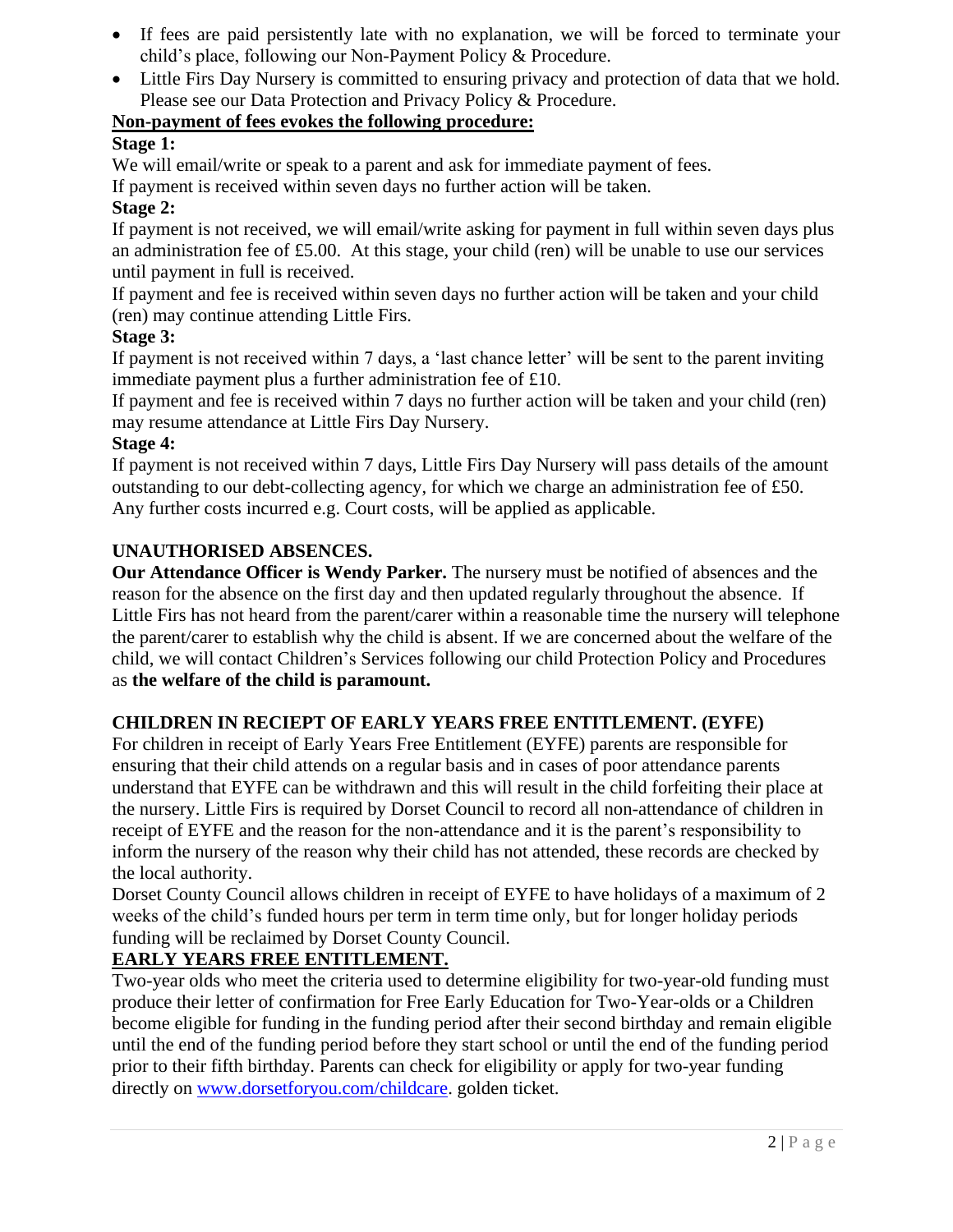- If fees are paid persistently late with no explanation, we will be forced to terminate your child's place, following our Non-Payment Policy & Procedure.
- Little Firs Day Nursery is committed to ensuring privacy and protection of data that we hold. Please see our Data Protection and Privacy Policy & Procedure.

**Non-payment of fees evokes the following procedure:**

**Stage 1:**

We will email/write or speak to a parent and ask for immediate payment of fees.

If payment is received within seven days no further action will be taken.

**Stage 2:**

If payment is not received, we will email/write asking for payment in full within seven days plus an administration fee of £5.00. At this stage, your child (ren) will be unable to use our services until payment in full is received.

If payment and fee is received within seven days no further action will be taken and your child (ren) may continue attending Little Firs.

**Stage 3:**

If payment is not received within 7 days, a 'last chance letter' will be sent to the parent inviting immediate payment plus a further administration fee of £10.

If payment and fee is received within 7 days no further action will be taken and your child (ren) may resume attendance at Little Firs Day Nursery.

**Stage 4:**

If payment is not received within 7 days, Little Firs Day Nursery will pass details of the amount outstanding to our debt-collecting agency, for which we charge an administration fee of £50. Any further costs incurred e.g. Court costs, will be applied as applicable.

**UNAUTHORISED ABSENCES.**

**Our Attendance Officer is Wendy Parker.** The nursery must be notified of absences and the reason for the absence on the first day and then updated regularly throughout the absence. If Little Firs has not heard from the parent/carer within a reasonable time the nursery will telephone the parent/carer to establish why the child is absent. If we are concerned about the welfare of the child, we will contact Children's Services following our child Protection Policy and Procedures as **the welfare of the child is paramount.**

**CHILDREN IN RECIEPT OF EARLY YEARS FREE ENTITLEMENT. (EYFE)**

For children in receipt of Early Years Free Entitlement (EYFE) parents are responsible for ensuring that their child attends on a regular basis and in cases of poor attendance parents understand that EYFE can be withdrawn and this will result in the child forfeiting their place at the nursery. Little Firs is required by Dorset Council to record all non-attendance of children in receipt of EYFE and the reason for the non-attendance and it is the parent's responsibility to inform the nursery of the reason why their child has not attended, these records are checked by the local authority.

Dorset County Council allows children in receipt of EYFE to have holidays of a maximum of 2 weeks of the child's funded hours per term in term time only, but for longer holiday periods funding will be reclaimed by Dorset County Council.

**EARLY YEARS FREE ENTITLEMENT.**

Two-year olds who meet the criteria used to determine eligibility for two-year-old funding must produce their letter of confirmation for Free Early Education for Two-Year-olds or a Children become eligible for funding in the funding period after their second birthday and remain eligible until the end of the funding period before they start school or until the end of the funding period prior to their fifth birthday. Parents can check for eligibility or apply for two-year funding directly on [www.dorsetforyou.com/childcare](http://www.dorsetforyou.com/childcare). golden ticket.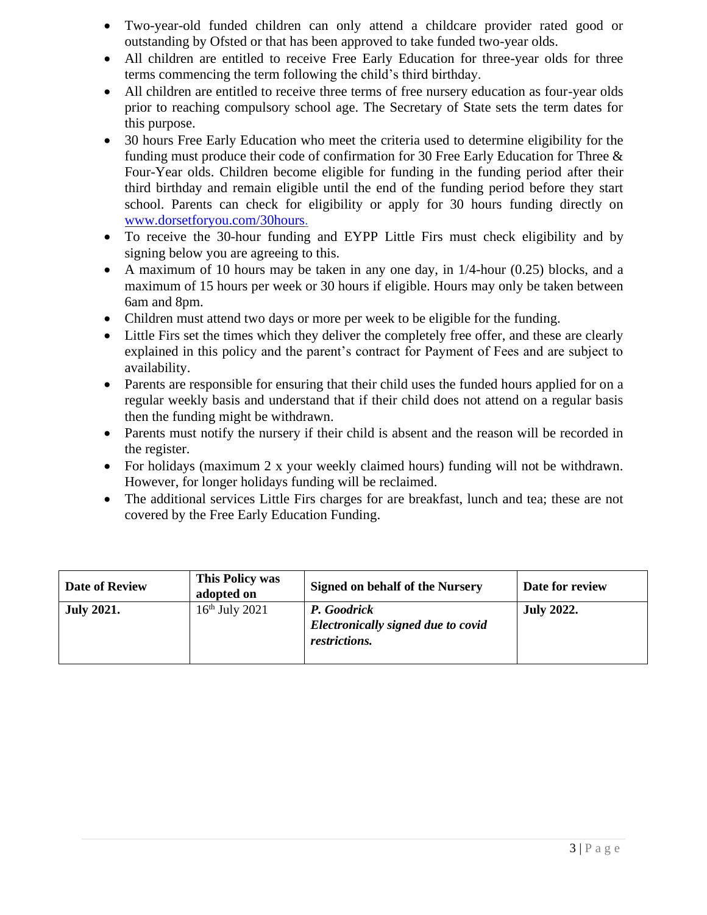- Two-year-old funded children can only attend a childcare provider rated good or outstanding by Ofsted or that has been approved to take funded two-year olds.
- All children are entitled to receive Free Early Education for three-year olds for three terms commencing the term following the child's third birthday.
- All children are entitled to receive three terms of free nursery education as four-year olds prior to reaching compulsory school age. The Secretary of State sets the term dates for this purpose.
- 30 hours Free Early Education who meet the criteria used to determine eligibility for the funding must produce their code of confirmation for 30 Free Early Education for Three & Four-Year olds. Children become eligible for funding in the funding period after their third birthday and remain eligible until the end of the funding period before they start school. Parents can check for eligibility or apply for 30 hours funding directly on [www.dorsetforyou.com/30hours.](www.dorsetforyou.com/30hours)
- To receive the 30-hour funding and EYPP Little Firs must check eligibility and by signing below you are agreeing to this.
- A maximum of 10 hours may be taken in any one day, in 1/4-hour (0.25) blocks, and a maximum of 15 hours per week or 30 hours if eligible. Hours may only be taken between 6am and 8pm.
- Children must attend two days or more per week to be eligible for the funding.
- Little Firs set the times which they deliver the completely free offer, and these are clearly explained in this policy and the parent's contract for Payment of Fees and are subject to availability.
- Parents are responsible for ensuring that their child uses the funded hours applied for on a regular weekly basis and understand that if their child does not attend on a regular basis then the funding might be withdrawn.
- Parents must notify the nursery if their child is absent and the reason will be recorded in the register.
- For holidays (maximum 2 x your weekly claimed hours) funding will not be withdrawn. However, for longer holidays funding will be reclaimed.
- The additional services Little Firs charges for are breakfast, lunch and tea; these are not covered by the Free Early Education Funding.

| Date of Review | This Policy was adopted on | Signed on behalf of the Nursery | Date for review |
|---|---|---|---|
| **July 2021.** | 16th July 2021 | ***P. Goodrick*** ***Electronically signed due to covid restrictions.*** | **July 2022.** |